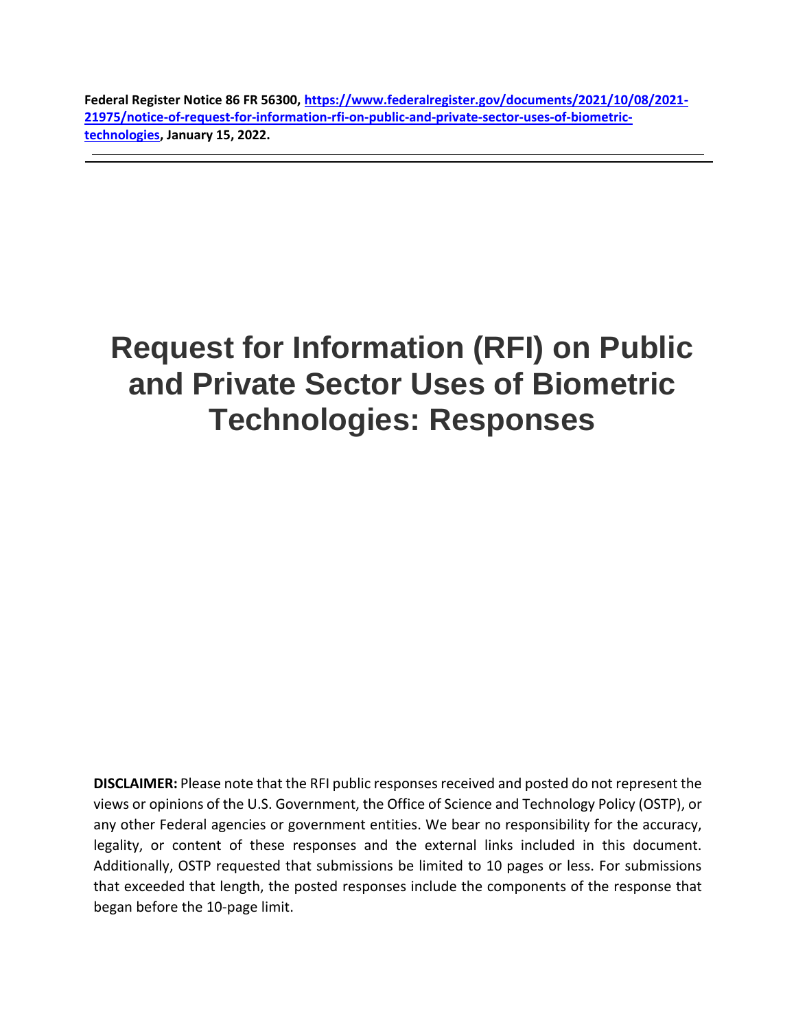**Federal Register Notice 86 FR 56300, [https://www.federalregister.gov/documents/2021/10/08/2021-21975/notice-of-request-for-information-rfi-on-public-and-private-sector-uses-of-biometric-technologies](https://www.federalregister.gov/documents/2021/10/08/2021-21975/notice-of-request-for-information-rfi-on-public-and-private-sector-uses-of-biometric-technologies), January 15, 2022.**

---

# Request for Information (RFI) on Public and Private Sector Uses of Biometric Technologies: Responses

**DISCLAIMER:** Please note that the RFI public responses received and posted do not represent the views or opinions of the U.S. Government, the Office of Science and Technology Policy (OSTP), or any other Federal agencies or government entities. We bear no responsibility for the accuracy, legality, or content of these responses and the external links included in this document. Additionally, OSTP requested that submissions be limited to 10 pages or less. For submissions that exceeded that length, the posted responses include the components of the response that began before the 10-page limit.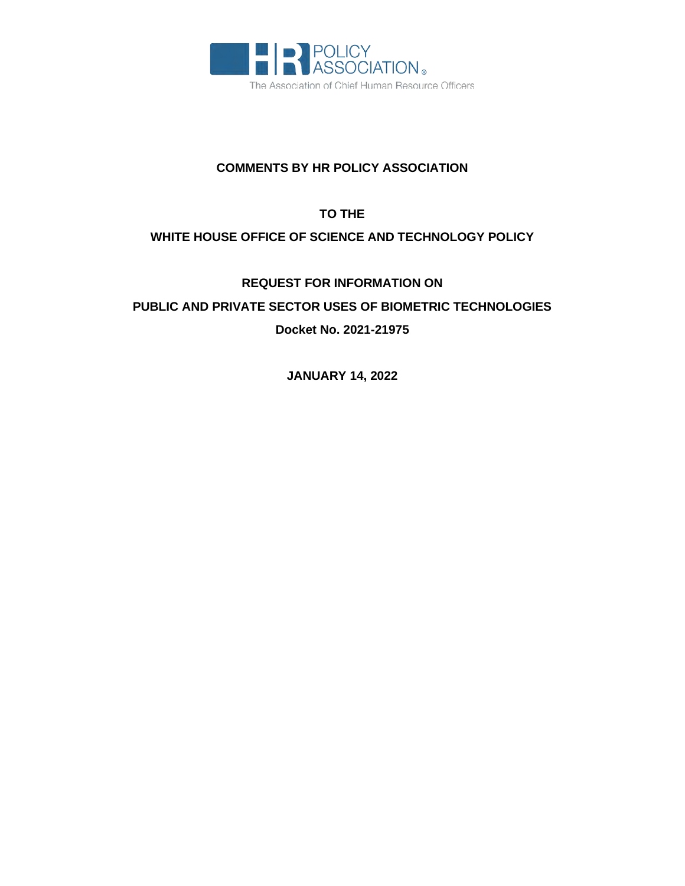HR POLICY ASSOCIATION

The Association of Chief Human Resource Officers

**COMMENTS BY HR POLICY ASSOCIATION**

**TO THE**

**WHITE HOUSE OFFICE OF SCIENCE AND TECHNOLOGY POLICY**

**REQUEST FOR INFORMATION ON**

**PUBLIC AND PRIVATE SECTOR USES OF BIOMETRIC TECHNOLOGIES**

**Docket No. 2021-21975**

**JANUARY 14, 2022**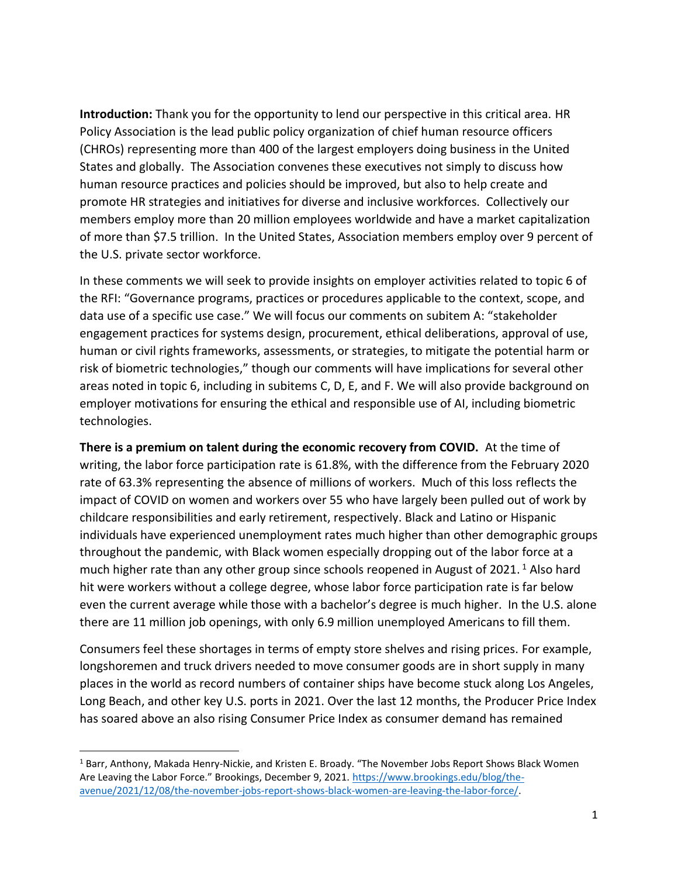**Introduction:** Thank you for the opportunity to lend our perspective in this critical area. HR Policy Association is the lead public policy organization of chief human resource officers (CHROs) representing more than 400 of the largest employers doing business in the United States and globally. The Association convenes these executives not simply to discuss how human resource practices and policies should be improved, but also to help create and promote HR strategies and initiatives for diverse and inclusive workforces. Collectively our members employ more than 20 million employees worldwide and have a market capitalization of more than $7.5 trillion. In the United States, Association members employ over 9 percent of the U.S. private sector workforce.

In these comments we will seek to provide insights on employer activities related to topic 6 of the RFI: "Governance programs, practices or procedures applicable to the context, scope, and data use of a specific use case." We will focus our comments on subitem A: "stakeholder engagement practices for systems design, procurement, ethical deliberations, approval of use, human or civil rights frameworks, assessments, or strategies, to mitigate the potential harm or risk of biometric technologies," though our comments will have implications for several other areas noted in topic 6, including in subitems C, D, E, and F. We will also provide background on employer motivations for ensuring the ethical and responsible use of AI, including biometric technologies.

**There is a premium on talent during the economic recovery from COVID.** At the time of writing, the labor force participation rate is 61.8%, with the difference from the February 2020 rate of 63.3% representing the absence of millions of workers. Much of this loss reflects the impact of COVID on women and workers over 55 who have largely been pulled out of work by childcare responsibilities and early retirement, respectively. Black and Latino or Hispanic individuals have experienced unemployment rates much higher than other demographic groups throughout the pandemic, with Black women especially dropping out of the labor force at a much higher rate than any other group since schools reopened in August of 2021. [1] Also hard hit were workers without a college degree, whose labor force participation rate is far below even the current average while those with a bachelor's degree is much higher. In the U.S. alone there are 11 million job openings, with only 6.9 million unemployed Americans to fill them.

Consumers feel these shortages in terms of empty store shelves and rising prices. For example, longshoremen and truck drivers needed to move consumer goods are in short supply in many places in the world as record numbers of container ships have become stuck along Los Angeles, Long Beach, and other key U.S. ports in 2021. Over the last 12 months, the Producer Price Index has soared above an also rising Consumer Price Index as consumer demand has remained

[1] Barr, Anthony, Makada Henry-Nickie, and Kristen E. Broady. "The November Jobs Report Shows Black Women Are Leaving the Labor Force." Brookings, December 9, 2021. https://www.brookings.edu/blog/the-avenue/2021/12/08/the-november-jobs-report-shows-black-women-are-leaving-the-labor-force/.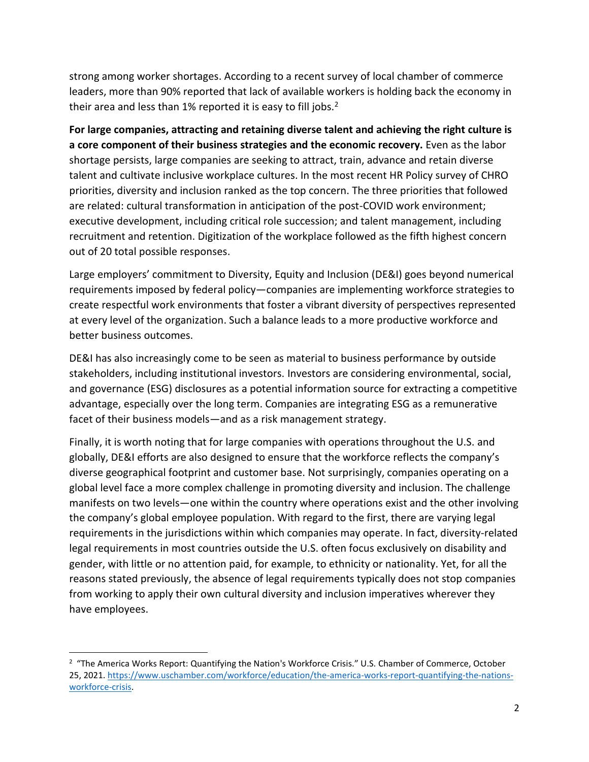strong among worker shortages. According to a recent survey of local chamber of commerce leaders, more than 90% reported that lack of available workers is holding back the economy in their area and less than 1% reported it is easy to fill jobs.[2]

**For large companies, attracting and retaining diverse talent and achieving the right culture is a core component of their business strategies and the economic recovery.** Even as the labor shortage persists, large companies are seeking to attract, train, advance and retain diverse talent and cultivate inclusive workplace cultures. In the most recent HR Policy survey of CHRO priorities, diversity and inclusion ranked as the top concern. The three priorities that followed are related: cultural transformation in anticipation of the post-COVID work environment; executive development, including critical role succession; and talent management, including recruitment and retention. Digitization of the workplace followed as the fifth highest concern out of 20 total possible responses.

Large employers' commitment to Diversity, Equity and Inclusion (DE&I) goes beyond numerical requirements imposed by federal policy—companies are implementing workforce strategies to create respectful work environments that foster a vibrant diversity of perspectives represented at every level of the organization. Such a balance leads to a more productive workforce and better business outcomes.

DE&I has also increasingly come to be seen as material to business performance by outside stakeholders, including institutional investors. Investors are considering environmental, social, and governance (ESG) disclosures as a potential information source for extracting a competitive advantage, especially over the long term. Companies are integrating ESG as a remunerative facet of their business models—and as a risk management strategy.

Finally, it is worth noting that for large companies with operations throughout the U.S. and globally, DE&I efforts are also designed to ensure that the workforce reflects the company's diverse geographical footprint and customer base. Not surprisingly, companies operating on a global level face a more complex challenge in promoting diversity and inclusion. The challenge manifests on two levels—one within the country where operations exist and the other involving the company's global employee population. With regard to the first, there are varying legal requirements in the jurisdictions within which companies may operate. In fact, diversity-related legal requirements in most countries outside the U.S. often focus exclusively on disability and gender, with little or no attention paid, for example, to ethnicity or nationality. Yet, for all the reasons stated previously, the absence of legal requirements typically does not stop companies from working to apply their own cultural diversity and inclusion imperatives wherever they have employees.

---

[2] "The America Works Report: Quantifying the Nation's Workforce Crisis." U.S. Chamber of Commerce, October 25, 2021. https://www.uschamber.com/workforce/education/the-america-works-report-quantifying-the-nations-workforce-crisis.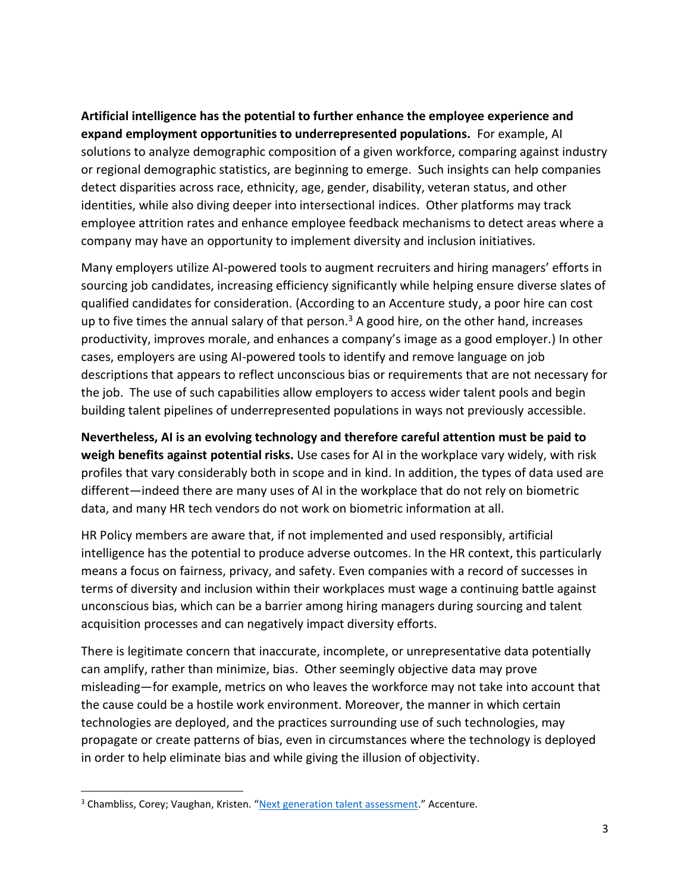**Artificial intelligence has the potential to further enhance the employee experience and expand employment opportunities to underrepresented populations.** For example, AI solutions to analyze demographic composition of a given workforce, comparing against industry or regional demographic statistics, are beginning to emerge. Such insights can help companies detect disparities across race, ethnicity, age, gender, disability, veteran status, and other identities, while also diving deeper into intersectional indices. Other platforms may track employee attrition rates and enhance employee feedback mechanisms to detect areas where a company may have an opportunity to implement diversity and inclusion initiatives.

Many employers utilize AI-powered tools to augment recruiters and hiring managers' efforts in sourcing job candidates, increasing efficiency significantly while helping ensure diverse slates of qualified candidates for consideration. (According to an Accenture study, a poor hire can cost up to five times the annual salary of that person.[3] A good hire, on the other hand, increases productivity, improves morale, and enhances a company's image as a good employer.) In other cases, employers are using AI-powered tools to identify and remove language on job descriptions that appears to reflect unconscious bias or requirements that are not necessary for the job. The use of such capabilities allow employers to access wider talent pools and begin building talent pipelines of underrepresented populations in ways not previously accessible.

**Nevertheless, AI is an evolving technology and therefore careful attention must be paid to weigh benefits against potential risks.** Use cases for AI in the workplace vary widely, with risk profiles that vary considerably both in scope and in kind. In addition, the types of data used are different—indeed there are many uses of AI in the workplace that do not rely on biometric data, and many HR tech vendors do not work on biometric information at all.

HR Policy members are aware that, if not implemented and used responsibly, artificial intelligence has the potential to produce adverse outcomes. In the HR context, this particularly means a focus on fairness, privacy, and safety. Even companies with a record of successes in terms of diversity and inclusion within their workplaces must wage a continuing battle against unconscious bias, which can be a barrier among hiring managers during sourcing and talent acquisition processes and can negatively impact diversity efforts.

There is legitimate concern that inaccurate, incomplete, or unrepresentative data potentially can amplify, rather than minimize, bias. Other seemingly objective data may prove misleading—for example, metrics on who leaves the workforce may not take into account that the cause could be a hostile work environment. Moreover, the manner in which certain technologies are deployed, and the practices surrounding use of such technologies, may propagate or create patterns of bias, even in circumstances where the technology is deployed in order to help eliminate bias and while giving the illusion of objectivity.

---

[3] Chambliss, Corey; Vaughan, Kristen. "Next generation talent assessment." Accenture.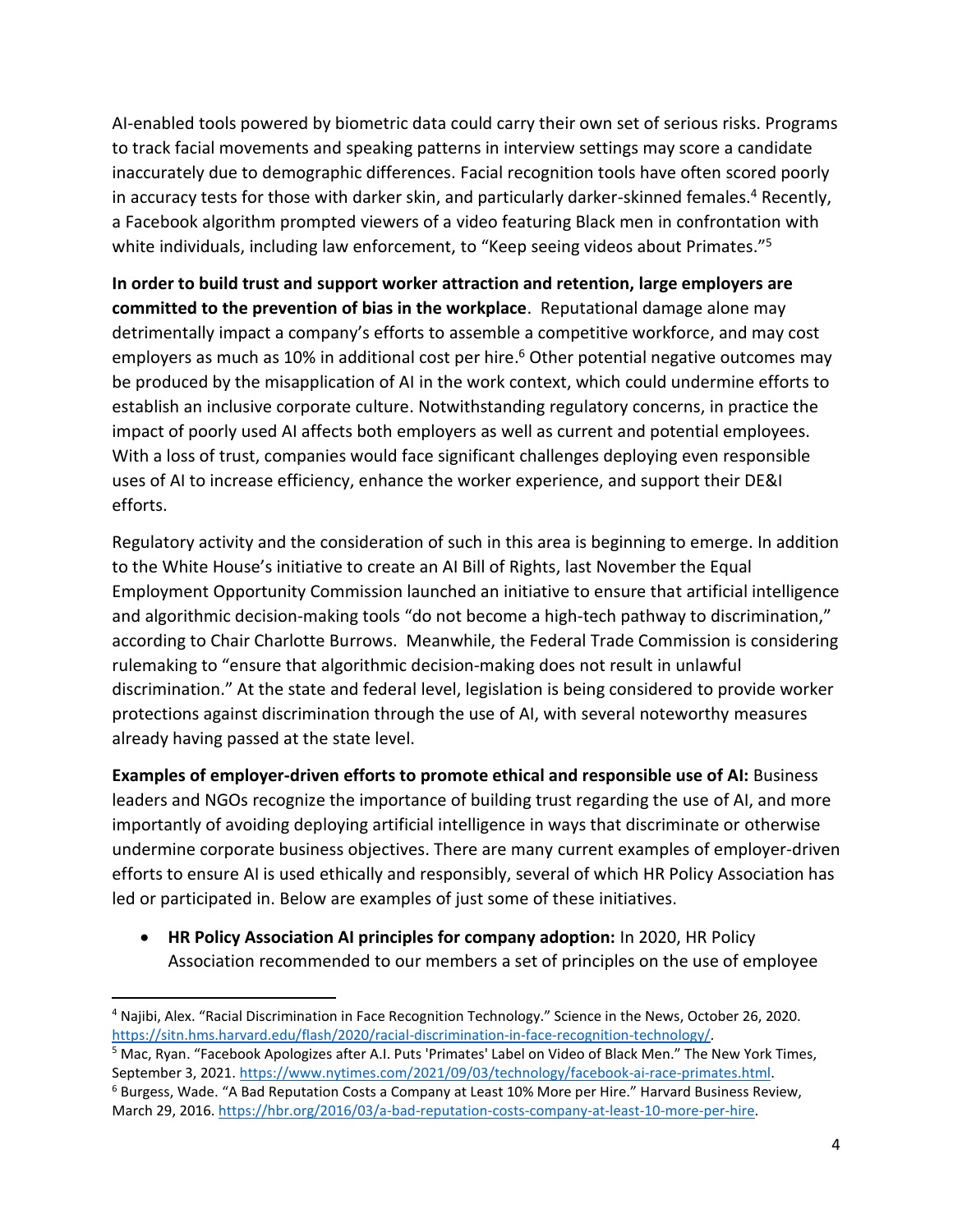AI-enabled tools powered by biometric data could carry their own set of serious risks. Programs to track facial movements and speaking patterns in interview settings may score a candidate inaccurately due to demographic differences. Facial recognition tools have often scored poorly in accuracy tests for those with darker skin, and particularly darker-skinned females.[4] Recently, a Facebook algorithm prompted viewers of a video featuring Black men in confrontation with white individuals, including law enforcement, to "Keep seeing videos about Primates."[5]

**In order to build trust and support worker attraction and retention, large employers are committed to the prevention of bias in the workplace**. Reputational damage alone may detrimentally impact a company's efforts to assemble a competitive workforce, and may cost employers as much as 10% in additional cost per hire.[6] Other potential negative outcomes may be produced by the misapplication of AI in the work context, which could undermine efforts to establish an inclusive corporate culture. Notwithstanding regulatory concerns, in practice the impact of poorly used AI affects both employers as well as current and potential employees. With a loss of trust, companies would face significant challenges deploying even responsible uses of AI to increase efficiency, enhance the worker experience, and support their DE&I efforts.

Regulatory activity and the consideration of such in this area is beginning to emerge. In addition to the White House's initiative to create an AI Bill of Rights, last November the Equal Employment Opportunity Commission launched an initiative to ensure that artificial intelligence and algorithmic decision-making tools "do not become a high-tech pathway to discrimination," according to Chair Charlotte Burrows. Meanwhile, the Federal Trade Commission is considering rulemaking to "ensure that algorithmic decision-making does not result in unlawful discrimination." At the state and federal level, legislation is being considered to provide worker protections against discrimination through the use of AI, with several noteworthy measures already having passed at the state level.

**Examples of employer-driven efforts to promote ethical and responsible use of AI:** Business leaders and NGOs recognize the importance of building trust regarding the use of AI, and more importantly of avoiding deploying artificial intelligence in ways that discriminate or otherwise undermine corporate business objectives. There are many current examples of employer-driven efforts to ensure AI is used ethically and responsibly, several of which HR Policy Association has led or participated in. Below are examples of just some of these initiatives.

- **HR Policy Association AI principles for company adoption:** In 2020, HR Policy Association recommended to our members a set of principles on the use of employee

---

[4] Najibi, Alex. "Racial Discrimination in Face Recognition Technology." Science in the News, October 26, 2020. https://sitn.hms.harvard.edu/flash/2020/racial-discrimination-in-face-recognition-technology/.

[5] Mac, Ryan. "Facebook Apologizes after A.I. Puts 'Primates' Label on Video of Black Men." The New York Times, September 3, 2021. https://www.nytimes.com/2021/09/03/technology/facebook-ai-race-primates.html.

[6] Burgess, Wade. "A Bad Reputation Costs a Company at Least 10% More per Hire." Harvard Business Review, March 29, 2016. https://hbr.org/2016/03/a-bad-reputation-costs-company-at-least-10-more-per-hire.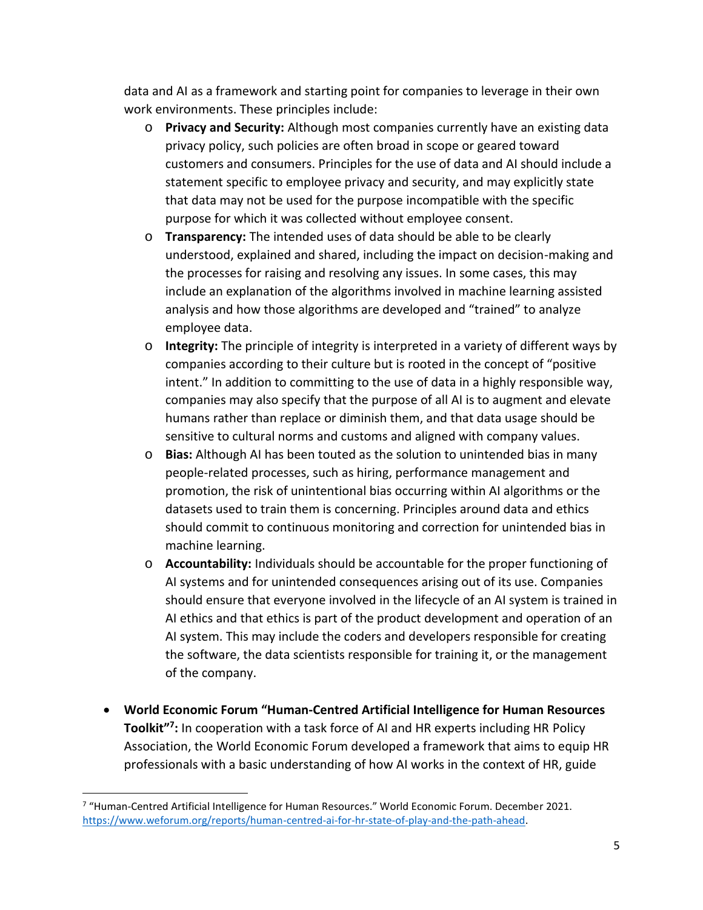data and AI as a framework and starting point for companies to leverage in their own work environments. These principles include:

- **Privacy and Security:** Although most companies currently have an existing data privacy policy, such policies are often broad in scope or geared toward customers and consumers. Principles for the use of data and AI should include a statement specific to employee privacy and security, and may explicitly state that data may not be used for the purpose incompatible with the specific purpose for which it was collected without employee consent.
- **Transparency:** The intended uses of data should be able to be clearly understood, explained and shared, including the impact on decision-making and the processes for raising and resolving any issues. In some cases, this may include an explanation of the algorithms involved in machine learning assisted analysis and how those algorithms are developed and "trained" to analyze employee data.
- **Integrity:** The principle of integrity is interpreted in a variety of different ways by companies according to their culture but is rooted in the concept of "positive intent." In addition to committing to the use of data in a highly responsible way, companies may also specify that the purpose of all AI is to augment and elevate humans rather than replace or diminish them, and that data usage should be sensitive to cultural norms and customs and aligned with company values.
- **Bias:** Although AI has been touted as the solution to unintended bias in many people-related processes, such as hiring, performance management and promotion, the risk of unintentional bias occurring within AI algorithms or the datasets used to train them is concerning. Principles around data and ethics should commit to continuous monitoring and correction for unintended bias in machine learning.
- **Accountability:** Individuals should be accountable for the proper functioning of AI systems and for unintended consequences arising out of its use. Companies should ensure that everyone involved in the lifecycle of an AI system is trained in AI ethics and that ethics is part of the product development and operation of an AI system. This may include the coders and developers responsible for creating the software, the data scientists responsible for training it, or the management of the company.

- **World Economic Forum "Human-Centred Artificial Intelligence for Human Resources Toolkit"[7]:** In cooperation with a task force of AI and HR experts including HR Policy Association, the World Economic Forum developed a framework that aims to equip HR professionals with a basic understanding of how AI works in the context of HR, guide

[7] "Human-Centred Artificial Intelligence for Human Resources." World Economic Forum. December 2021. https://www.weforum.org/reports/human-centred-ai-for-hr-state-of-play-and-the-path-ahead.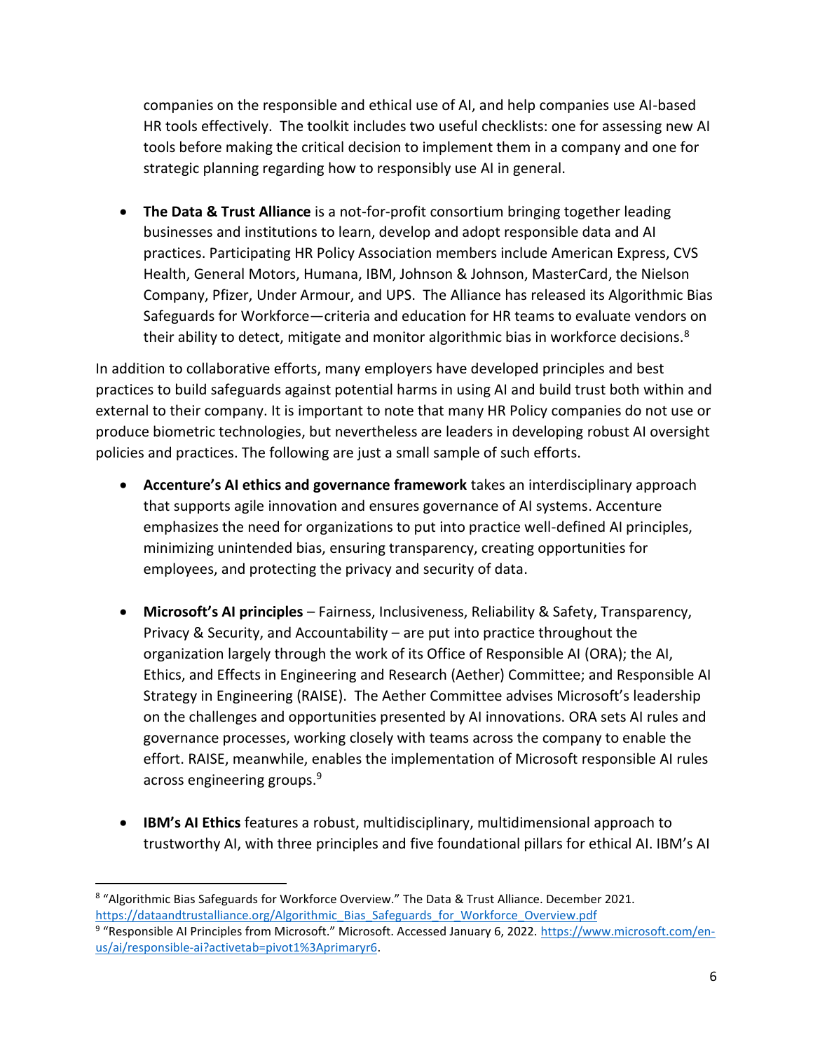companies on the responsible and ethical use of AI, and help companies use AI-based HR tools effectively. The toolkit includes two useful checklists: one for assessing new AI tools before making the critical decision to implement them in a company and one for strategic planning regarding how to responsibly use AI in general.

- **The Data & Trust Alliance** is a not-for-profit consortium bringing together leading businesses and institutions to learn, develop and adopt responsible data and AI practices. Participating HR Policy Association members include American Express, CVS Health, General Motors, Humana, IBM, Johnson & Johnson, MasterCard, the Nielson Company, Pfizer, Under Armour, and UPS. The Alliance has released its Algorithmic Bias Safeguards for Workforce—criteria and education for HR teams to evaluate vendors on their ability to detect, mitigate and monitor algorithmic bias in workforce decisions.[8]

In addition to collaborative efforts, many employers have developed principles and best practices to build safeguards against potential harms in using AI and build trust both within and external to their company. It is important to note that many HR Policy companies do not use or produce biometric technologies, but nevertheless are leaders in developing robust AI oversight policies and practices. The following are just a small sample of such efforts.

- **Accenture's AI ethics and governance framework** takes an interdisciplinary approach that supports agile innovation and ensures governance of AI systems. Accenture emphasizes the need for organizations to put into practice well-defined AI principles, minimizing unintended bias, ensuring transparency, creating opportunities for employees, and protecting the privacy and security of data.

- **Microsoft's AI principles** – Fairness, Inclusiveness, Reliability & Safety, Transparency, Privacy & Security, and Accountability – are put into practice throughout the organization largely through the work of its Office of Responsible AI (ORA); the AI, Ethics, and Effects in Engineering and Research (Aether) Committee; and Responsible AI Strategy in Engineering (RAISE). The Aether Committee advises Microsoft's leadership on the challenges and opportunities presented by AI innovations. ORA sets AI rules and governance processes, working closely with teams across the company to enable the effort. RAISE, meanwhile, enables the implementation of Microsoft responsible AI rules across engineering groups.[9]

- **IBM's AI Ethics** features a robust, multidisciplinary, multidimensional approach to trustworthy AI, with three principles and five foundational pillars for ethical AI. IBM's AI

---

[8] "Algorithmic Bias Safeguards for Workforce Overview." The Data & Trust Alliance. December 2021. https://dataandtrustalliance.org/Algorithmic_Bias_Safeguards_for_Workforce_Overview.pdf

[9] "Responsible AI Principles from Microsoft." Microsoft. Accessed January 6, 2022. https://www.microsoft.com/en-us/ai/responsible-ai?activetab=pivot1%3Aprimaryr6.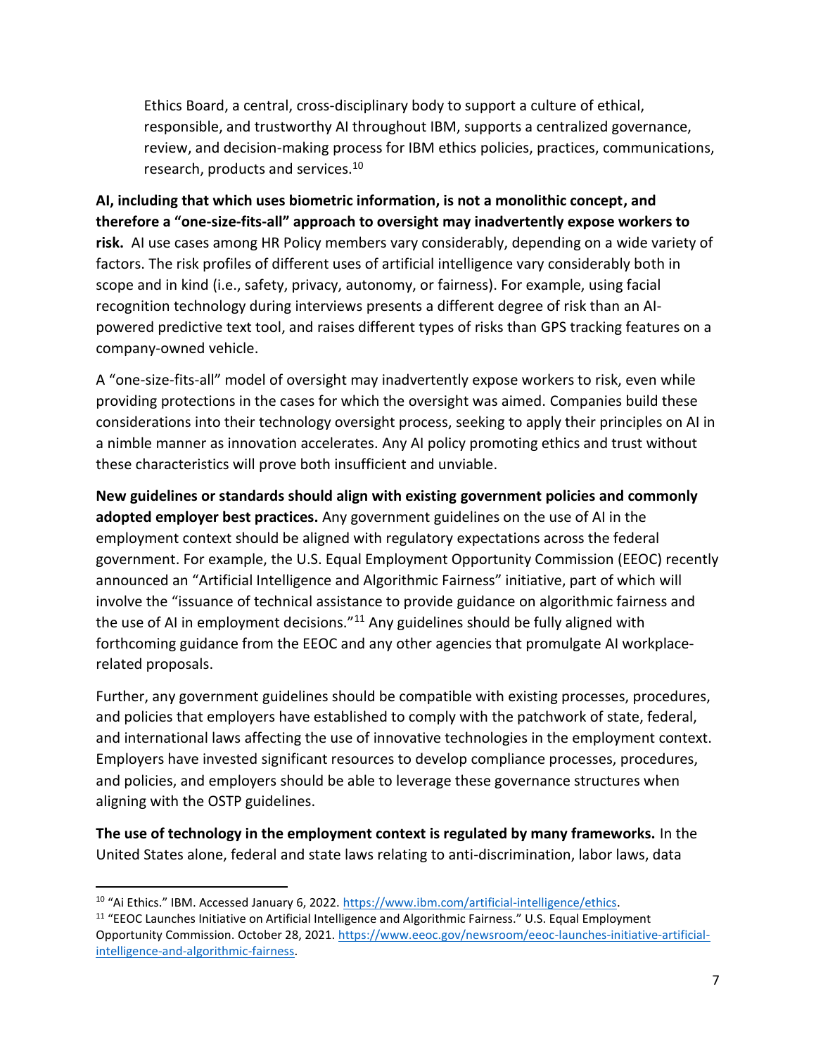Ethics Board, a central, cross-disciplinary body to support a culture of ethical, responsible, and trustworthy AI throughout IBM, supports a centralized governance, review, and decision-making process for IBM ethics policies, practices, communications, research, products and services.[10]

**AI, including that which uses biometric information, is not a monolithic concept, and therefore a "one-size-fits-all" approach to oversight may inadvertently expose workers to risk.** AI use cases among HR Policy members vary considerably, depending on a wide variety of factors. The risk profiles of different uses of artificial intelligence vary considerably both in scope and in kind (i.e., safety, privacy, autonomy, or fairness). For example, using facial recognition technology during interviews presents a different degree of risk than an AI-powered predictive text tool, and raises different types of risks than GPS tracking features on a company-owned vehicle.

A "one-size-fits-all" model of oversight may inadvertently expose workers to risk, even while providing protections in the cases for which the oversight was aimed. Companies build these considerations into their technology oversight process, seeking to apply their principles on AI in a nimble manner as innovation accelerates. Any AI policy promoting ethics and trust without these characteristics will prove both insufficient and unviable.

**New guidelines or standards should align with existing government policies and commonly adopted employer best practices.** Any government guidelines on the use of AI in the employment context should be aligned with regulatory expectations across the federal government. For example, the U.S. Equal Employment Opportunity Commission (EEOC) recently announced an "Artificial Intelligence and Algorithmic Fairness" initiative, part of which will involve the "issuance of technical assistance to provide guidance on algorithmic fairness and the use of AI in employment decisions."[11] Any guidelines should be fully aligned with forthcoming guidance from the EEOC and any other agencies that promulgate AI workplace-related proposals.

Further, any government guidelines should be compatible with existing processes, procedures, and policies that employers have established to comply with the patchwork of state, federal, and international laws affecting the use of innovative technologies in the employment context. Employers have invested significant resources to develop compliance processes, procedures, and policies, and employers should be able to leverage these governance structures when aligning with the OSTP guidelines.

**The use of technology in the employment context is regulated by many frameworks.** In the United States alone, federal and state laws relating to anti-discrimination, labor laws, data

---

[10] "Ai Ethics." IBM. Accessed January 6, 2022. https://www.ibm.com/artificial-intelligence/ethics.

[11] "EEOC Launches Initiative on Artificial Intelligence and Algorithmic Fairness." U.S. Equal Employment Opportunity Commission. October 28, 2021. https://www.eeoc.gov/newsroom/eeoc-launches-initiative-artificial-intelligence-and-algorithmic-fairness.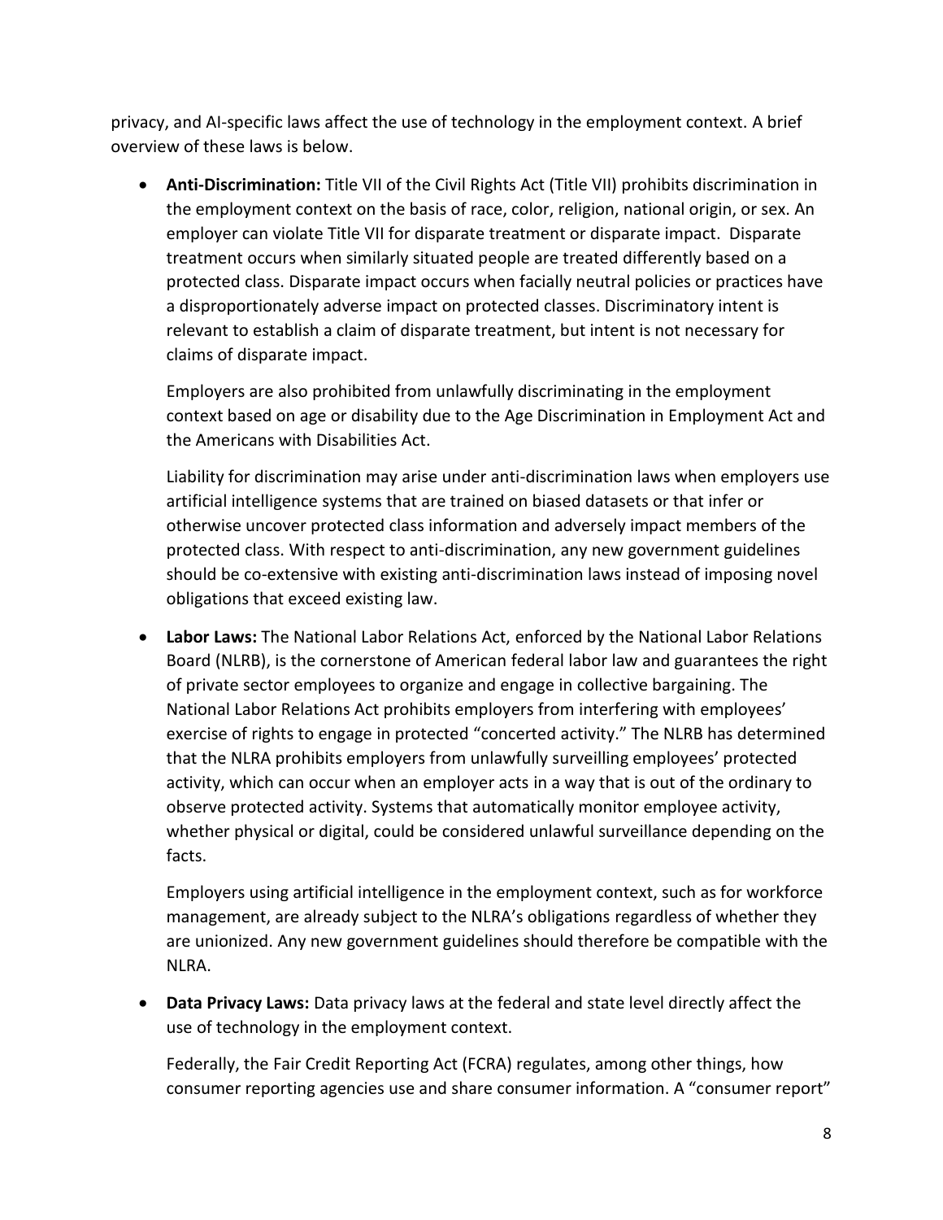privacy, and AI-specific laws affect the use of technology in the employment context. A brief overview of these laws is below.

- **Anti-Discrimination:** Title VII of the Civil Rights Act (Title VII) prohibits discrimination in the employment context on the basis of race, color, religion, national origin, or sex. An employer can violate Title VII for disparate treatment or disparate impact. Disparate treatment occurs when similarly situated people are treated differently based on a protected class. Disparate impact occurs when facially neutral policies or practices have a disproportionately adverse impact on protected classes. Discriminatory intent is relevant to establish a claim of disparate treatment, but intent is not necessary for claims of disparate impact.

  Employers are also prohibited from unlawfully discriminating in the employment context based on age or disability due to the Age Discrimination in Employment Act and the Americans with Disabilities Act.

  Liability for discrimination may arise under anti-discrimination laws when employers use artificial intelligence systems that are trained on biased datasets or that infer or otherwise uncover protected class information and adversely impact members of the protected class. With respect to anti-discrimination, any new government guidelines should be co-extensive with existing anti-discrimination laws instead of imposing novel obligations that exceed existing law.

- **Labor Laws:** The National Labor Relations Act, enforced by the National Labor Relations Board (NLRB), is the cornerstone of American federal labor law and guarantees the right of private sector employees to organize and engage in collective bargaining. The National Labor Relations Act prohibits employers from interfering with employees' exercise of rights to engage in protected "concerted activity." The NLRB has determined that the NLRA prohibits employers from unlawfully surveilling employees' protected activity, which can occur when an employer acts in a way that is out of the ordinary to observe protected activity. Systems that automatically monitor employee activity, whether physical or digital, could be considered unlawful surveillance depending on the facts.

  Employers using artificial intelligence in the employment context, such as for workforce management, are already subject to the NLRA's obligations regardless of whether they are unionized. Any new government guidelines should therefore be compatible with the NLRA.

- **Data Privacy Laws:** Data privacy laws at the federal and state level directly affect the use of technology in the employment context.

  Federally, the Fair Credit Reporting Act (FCRA) regulates, among other things, how consumer reporting agencies use and share consumer information. A "consumer report"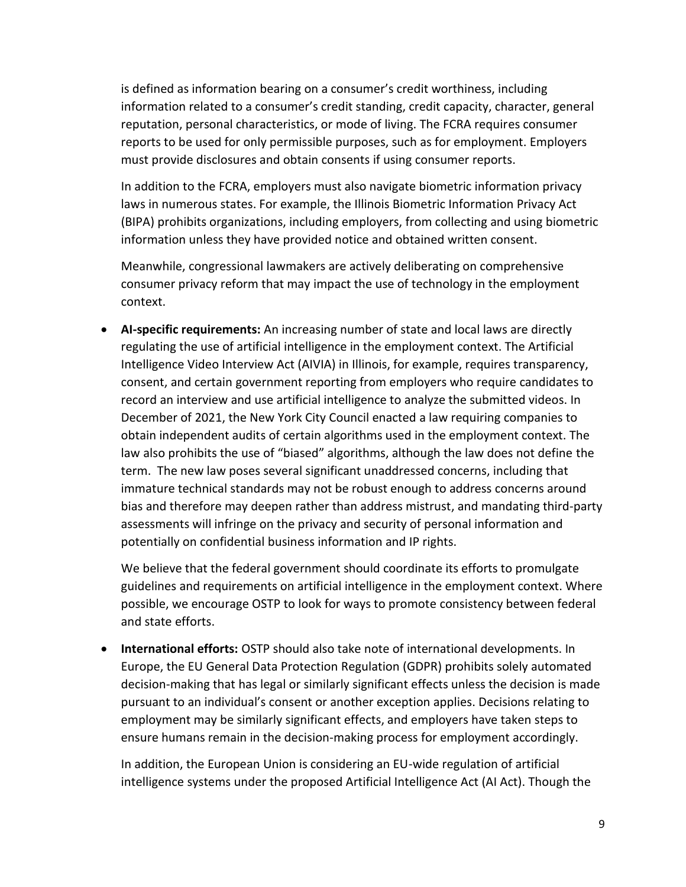is defined as information bearing on a consumer's credit worthiness, including information related to a consumer's credit standing, credit capacity, character, general reputation, personal characteristics, or mode of living. The FCRA requires consumer reports to be used for only permissible purposes, such as for employment. Employers must provide disclosures and obtain consents if using consumer reports.

In addition to the FCRA, employers must also navigate biometric information privacy laws in numerous states. For example, the Illinois Biometric Information Privacy Act (BIPA) prohibits organizations, including employers, from collecting and using biometric information unless they have provided notice and obtained written consent.

Meanwhile, congressional lawmakers are actively deliberating on comprehensive consumer privacy reform that may impact the use of technology in the employment context.

- **AI-specific requirements:** An increasing number of state and local laws are directly regulating the use of artificial intelligence in the employment context. The Artificial Intelligence Video Interview Act (AIVIA) in Illinois, for example, requires transparency, consent, and certain government reporting from employers who require candidates to record an interview and use artificial intelligence to analyze the submitted videos. In December of 2021, the New York City Council enacted a law requiring companies to obtain independent audits of certain algorithms used in the employment context. The law also prohibits the use of "biased" algorithms, although the law does not define the term. The new law poses several significant unaddressed concerns, including that immature technical standards may not be robust enough to address concerns around bias and therefore may deepen rather than address mistrust, and mandating third-party assessments will infringe on the privacy and security of personal information and potentially on confidential business information and IP rights.

  We believe that the federal government should coordinate its efforts to promulgate guidelines and requirements on artificial intelligence in the employment context. Where possible, we encourage OSTP to look for ways to promote consistency between federal and state efforts.

- **International efforts:** OSTP should also take note of international developments. In Europe, the EU General Data Protection Regulation (GDPR) prohibits solely automated decision-making that has legal or similarly significant effects unless the decision is made pursuant to an individual's consent or another exception applies. Decisions relating to employment may be similarly significant effects, and employers have taken steps to ensure humans remain in the decision-making process for employment accordingly.

  In addition, the European Union is considering an EU-wide regulation of artificial intelligence systems under the proposed Artificial Intelligence Act (AI Act). Though the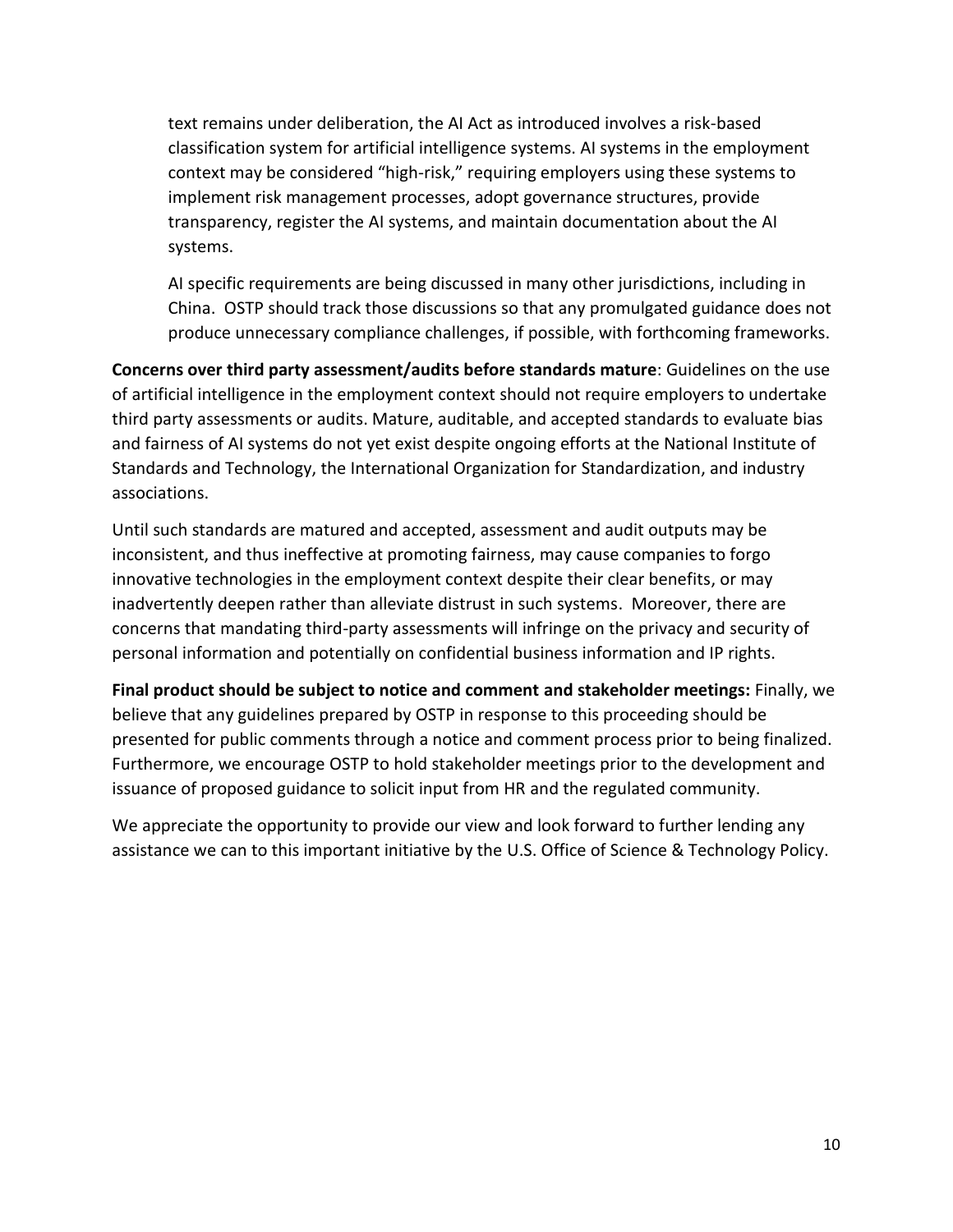text remains under deliberation, the AI Act as introduced involves a risk-based classification system for artificial intelligence systems. AI systems in the employment context may be considered "high-risk," requiring employers using these systems to implement risk management processes, adopt governance structures, provide transparency, register the AI systems, and maintain documentation about the AI systems.

AI specific requirements are being discussed in many other jurisdictions, including in China. OSTP should track those discussions so that any promulgated guidance does not produce unnecessary compliance challenges, if possible, with forthcoming frameworks.

**Concerns over third party assessment/audits before standards mature**: Guidelines on the use of artificial intelligence in the employment context should not require employers to undertake third party assessments or audits. Mature, auditable, and accepted standards to evaluate bias and fairness of AI systems do not yet exist despite ongoing efforts at the National Institute of Standards and Technology, the International Organization for Standardization, and industry associations.

Until such standards are matured and accepted, assessment and audit outputs may be inconsistent, and thus ineffective at promoting fairness, may cause companies to forgo innovative technologies in the employment context despite their clear benefits, or may inadvertently deepen rather than alleviate distrust in such systems. Moreover, there are concerns that mandating third-party assessments will infringe on the privacy and security of personal information and potentially on confidential business information and IP rights.

**Final product should be subject to notice and comment and stakeholder meetings:** Finally, we believe that any guidelines prepared by OSTP in response to this proceeding should be presented for public comments through a notice and comment process prior to being finalized. Furthermore, we encourage OSTP to hold stakeholder meetings prior to the development and issuance of proposed guidance to solicit input from HR and the regulated community.

We appreciate the opportunity to provide our view and look forward to further lending any assistance we can to this important initiative by the U.S. Office of Science & Technology Policy.